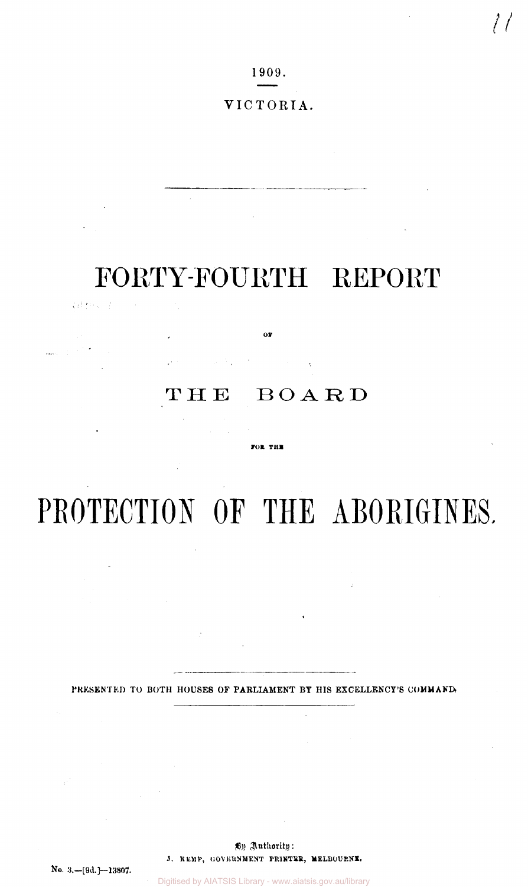1909.

VICTORIA.

# FORTY-FOURTH REPORT

OF

## THE BOARD

FOR THE

# PROTECTION OF THE ABORIGINES.

PRESENTED TO BOTH HOUSES OF PARLIAMENT BY HIS EXCELLENCY'S COMMAND.

By Authority:
J. KEMP, GOVERNMENT PRINTER, MELBOURNE.

No. 3.—[9d.]—13807.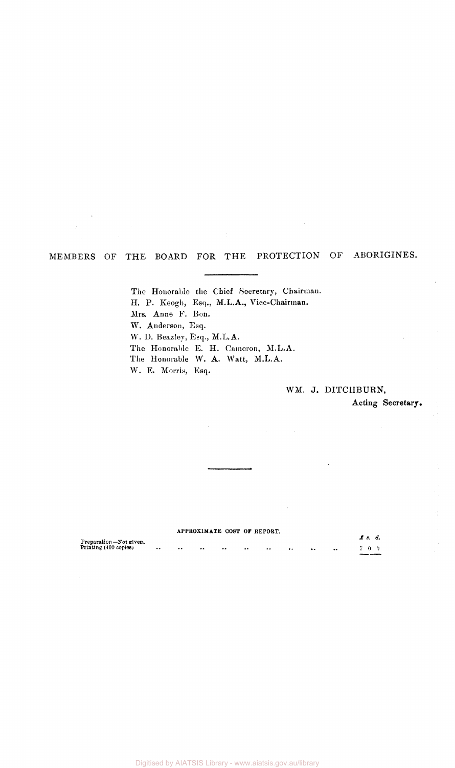## MEMBERS OF THE BOARD FOR THE PROTECTION OF ABORIGINES.

The Honorable the Chief Secretary, Chairman.
H. P. Keogh, Esq., M.L.A., Vice-Chairman.
Mrs. Anne F. Bon.
W. Anderson, Esq.
W. D. Beazley, Esq., M.L.A.
The Honorable E. H. Cameron, M.L.A.
The Honorable W. A. Watt, M.L.A.
W. E. Morris, Esq.

WM. J. DITCHBURN,
**Acting Secretary.**

APPROXIMATE COST OF REPORT.

| | £ | s. | d. |
|---|---|---|---|
| Preparation—Not given. | | | |
| Printing (400 copies) .. .. .. .. .. .. .. .. .. | 7 | 0 | 0 |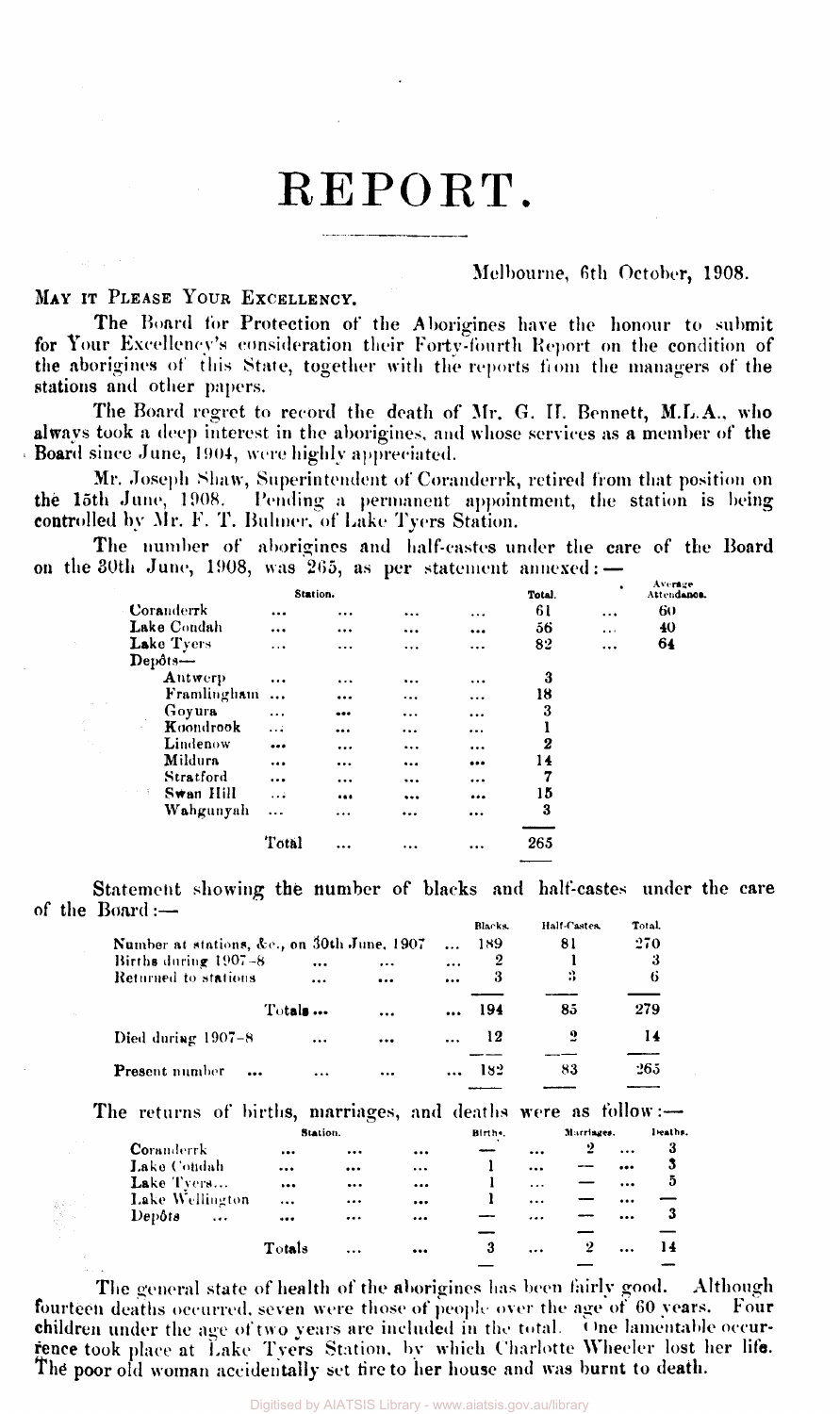# REPORT.

Melbourne, 6th October, 1908.

MAY IT PLEASE YOUR EXCELLENCY.

The Board for Protection of the Aborigines have the honour to submit for Your Excellency's consideration their Forty-fourth Report on the condition of the aborigines of this State, together with the reports from the managers of the stations and other papers.

The Board regret to record the death of Mr. G. H. Bennett, M.L.A., who always took a deep interest in the aborigines, and whose services as a member of the Board since June, 1904, were highly appreciated.

Mr. Joseph Shaw, Superintendent of Coranderrk, retired from that position on the 15th June, 1908. Pending a permanent appointment, the station is being controlled by Mr. F. T. Bulmer, of Lake Tyers Station.

The number of aborigines and half-castes under the care of the Board on the 30th June, 1908, was 265, as per statement annexed:—

| Station. | Total. | Average Attendance. |
|---|---|---|
| Coranderrk | 61 | 60 |
| Lake Condah | 56 | 40 |
| Lake Tyers | 82 | 64 |
| Depôts— | | |
| Antwerp | 3 | |
| Framlingham | 18 | |
| Goyura | 3 | |
| Koondrook | 1 | |
| Lindenow | 2 | |
| Mildura | 14 | |
| Stratford | 7 | |
| Swan Hill | 15 | |
| Wahgunyah | 3 | |
| Total | 265 | |

Statement showing the number of blacks and half-castes under the care of the Board:—

| | Blacks. | Half-Castes. | Total. |
|---|---|---|---|
| Number at stations, &c., on 30th June, 1907 | 189 | 81 | 270 |
| Births during 1907–8 | 2 | 1 | 3 |
| Returned to stations | 3 | 3 | 6 |
| Totals | 194 | 85 | 279 |
| Died during 1907–8 | 12 | 2 | 14 |
| Present number | 182 | 83 | 265 |

The returns of births, marriages, and deaths were as follow:—

| Station. | Births. | Marriages. | Deaths. |
|---|---|---|---|
| Coranderrk | — | 2 | 3 |
| Lake Condah | 1 | — | 3 |
| Lake Tyers | 1 | — | 5 |
| Lake Wellington | 1 | — | — |
| Depôts | — | — | 3 |
| Totals | 3 | 2 | 14 |

The general state of health of the aborigines has been fairly good. Although fourteen deaths occurred, seven were those of people over the age of 60 years. Four children under the age of two years are included in the total. One lamentable occurrence took place at Lake Tyers Station, by which Charlotte Wheeler lost her life. The poor old woman accidentally set fire to her house and was burnt to death.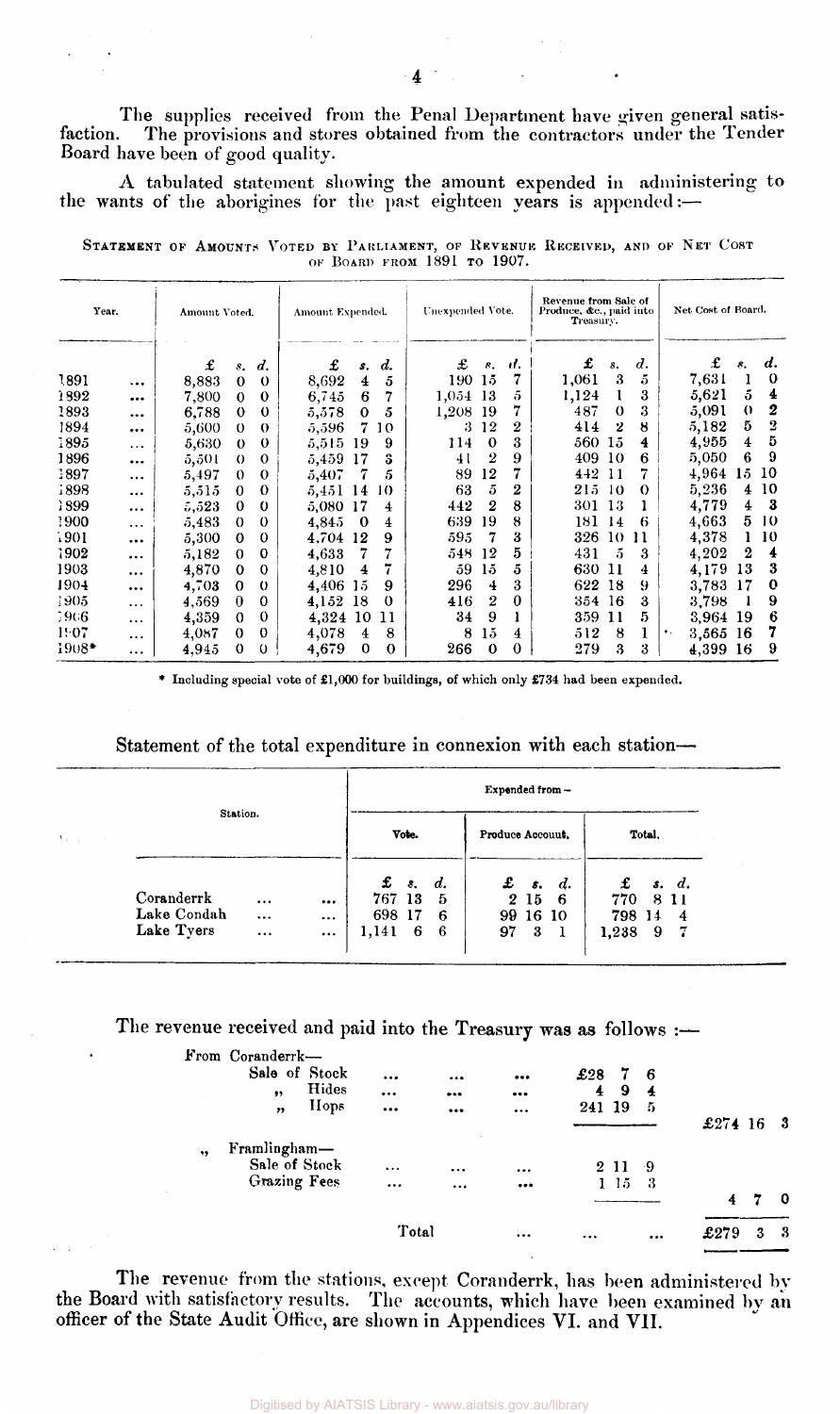The supplies received from the Penal Department have given general satisfaction. The provisions and stores obtained from the contractors under the Tender Board have been of good quality.

A tabulated statement showing the amount expended in administering to the wants of the aborigines for the past eighteen years is appended:—

STATEMENT OF AMOUNTS VOTED BY PARLIAMENT, OF REVENUE RECEIVED, AND OF NET COST OF BOARD FROM 1891 TO 1907.

| Year. | Amount Voted. | | | Amount Expended. | | | Unexpended Vote. | | | Revenue from Sale of Produce, &c., paid into Treasury. | | | Net Cost of Board. | | |
|---|---|---|---|---|---|---|---|---|---|---|---|---|---|---|---|
| | £ | s. | d. | £ | s. | d. | £ | s. | d. | £ | s. | d. | £ | s. | d. |
| 1891 ... | 8,883 | 0 | 0 | 8,692 | 4 | 5 | 190 | 15 | 7 | 1,061 | 3 | 5 | 7,631 | 1 | 0 |
| 1892 ... | 7,800 | 0 | 0 | 6,745 | 6 | 7 | 1,054 | 13 | 5 | 1,124 | 1 | 3 | 5,621 | 5 | 4 |
| 1893 ... | 6,788 | 0 | 0 | 5,578 | 0 | 5 | 1,208 | 19 | 7 | 487 | 0 | 3 | 5,091 | 0 | 2 |
| 1894 ... | 5,600 | 0 | 0 | 5,596 | 7 | 10 | 3 | 12 | 2 | 414 | 2 | 8 | 5,182 | 5 | 2 |
| 1895 ... | 5,630 | 0 | 0 | 5,515 | 19 | 9 | 114 | 0 | 3 | 560 | 15 | 4 | 4,955 | 4 | 5 |
| 1896 ... | 5,501 | 0 | 0 | 5,459 | 17 | 3 | 41 | 2 | 9 | 409 | 10 | 6 | 5,050 | 6 | 9 |
| 1897 ... | 5,497 | 0 | 0 | 5,407 | 7 | 5 | 89 | 12 | 7 | 442 | 11 | 7 | 4,964 | 15 | 10 |
| 1898 ... | 5,515 | 0 | 0 | 5,451 | 14 | 10 | 63 | 5 | 2 | 215 | 10 | 0 | 5,236 | 4 | 10 |
| 1899 ... | 5,523 | 0 | 0 | 5,080 | 17 | 4 | 442 | 2 | 8 | 301 | 13 | 1 | 4,779 | 4 | 3 |
| 1900 ... | 5,483 | 0 | 0 | 4,845 | 0 | 4 | 639 | 19 | 8 | 181 | 14 | 6 | 4,663 | 5 | 10 |
| 1901 ... | 5,300 | 0 | 0 | 4,704 | 12 | 9 | 595 | 7 | 3 | 326 | 10 | 11 | 4,378 | 1 | 10 |
| 1902 ... | 5,182 | 0 | 0 | 4,633 | 7 | 7 | 548 | 12 | 5 | 431 | 5 | 3 | 4,202 | 2 | 4 |
| 1903 ... | 4,870 | 0 | 0 | 4,810 | 4 | 7 | 59 | 15 | 5 | 630 | 11 | 4 | 4,179 | 13 | 3 |
| 1904 ... | 4,703 | 0 | 0 | 4,406 | 15 | 9 | 296 | 4 | 3 | 622 | 18 | 9 | 3,783 | 17 | 0 |
| 1905 ... | 4,569 | 0 | 0 | 4,152 | 18 | 0 | 416 | 2 | 0 | 354 | 16 | 3 | 3,798 | 1 | 9 |
| 1906 ... | 4,359 | 0 | 0 | 4,324 | 10 | 11 | 34 | 9 | 1 | 359 | 11 | 5 | 3,964 | 19 | 6 |
| 1907 ... | 4,087 | 0 | 0 | 4,078 | 4 | 8 | 8 | 15 | 4 | 512 | 8 | 1 | 3,565 | 16 | 7 |
| 1908* ... | 4,945 | 0 | 0 | 4,679 | 0 | 0 | 266 | 0 | 0 | 279 | 3 | 3 | 4,399 | 16 | 9 |

\* Including special vote of £1,000 for buildings, of which only £734 had been expended.

Statement of the total expenditure in connexion with each station—

| Station. | Expended from— | | | | | | | | |
|---|---|---|---|---|---|---|---|---|---|
| | Vote. | | | Produce Account. | | | Total. | | |
| | £ | s. | d. | £ | s. | d. | £ | s. | d. |
| Coranderrk ... ... | 767 | 13 | 5 | 2 | 15 | 6 | 770 | 8 | 11 |
| Lake Condah ... ... | 698 | 17 | 6 | 99 | 16 | 10 | 798 | 14 | 4 |
| Lake Tyers ... ... | 1,141 | 6 | 6 | 97 | 3 | 1 | 1,238 | 9 | 7 |

The revenue received and paid into the Treasury was as follows :—

| | | |
|---|---|---|
| From Coranderrk— | | |
| Sale of Stock ... ... ... | £28 7 6 | |
| " Hides ... ... ... | 4 9 4 | |
| " Hops ... ... ... | 241 19 5 | |
| | | £274 16 3 |
| " Framlingham— | | |
| Sale of Stock ... ... ... | 2 11 9 | |
| Grazing Fees ... ... ... | 1 15 3 | |
| | | 4 7 0 |
| Total ... ... ... | | £279 3 3 |

The revenue from the stations, except Coranderrk, has been administered by the Board with satisfactory results. The accounts, which have been examined by an officer of the State Audit Office, are shown in Appendices VI. and VII.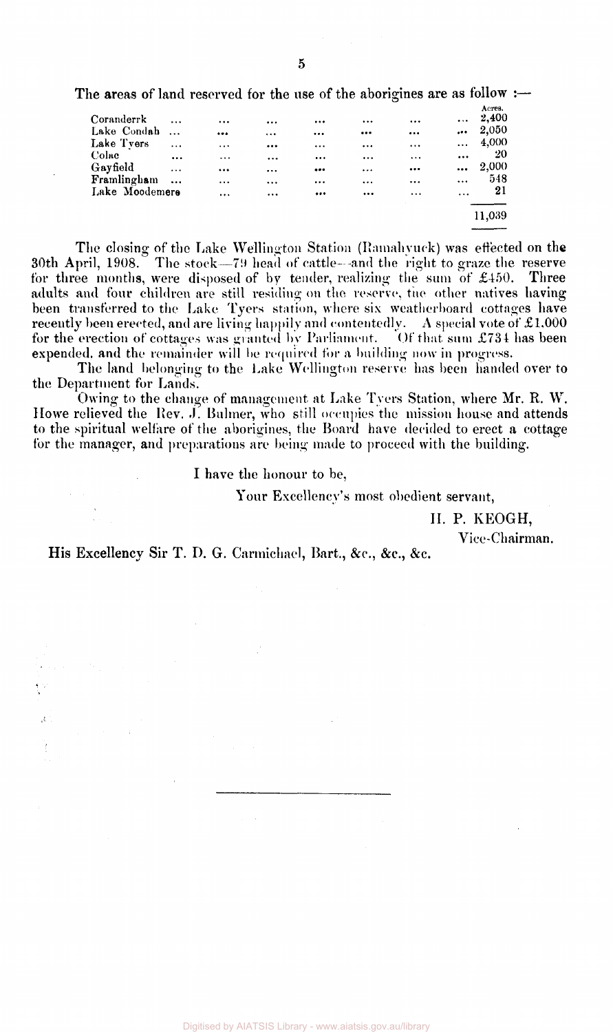The areas of land reserved for the use of the aborigines are as follow :—

| | Acres. |
|---|---|
| Coranderrk | 2,400 |
| Lake Condah | 2,050 |
| Lake Tyers | 4,000 |
| Colac | 20 |
| Gayfield | 2,000 |
| Framlingham | 548 |
| Lake Moodemere | 21 |
| | 11,039 |

The closing of the Lake Wellington Station (Ramahyuck) was effected on the 30th April, 1908. The stock—79 head of cattle—and the right to graze the reserve for three months, were disposed of by tender, realizing the sum of £450. Three adults and four children are still residing on the reserve, the other natives having been transferred to the Lake Tyers station, where six weatherboard cottages have recently been erected, and are living happily and contentedly. A special vote of £1,000 for the erection of cottages was granted by Parliament. Of that sum £734 has been expended, and the remainder will be required for a building now in progress.

The land belonging to the Lake Wellington reserve has been handed over to the Department for Lands.

Owing to the change of management at Lake Tyers Station, where Mr. R. W. Howe relieved the Rev. J. Bulmer, who still occupies the mission house and attends to the spiritual welfare of the aborigines, the Board have decided to erect a cottage for the manager, and preparations are being made to proceed with the building.

I have the honour to be,

Your Excellency's most obedient servant,

H. P. KEOGH,

Vice-Chairman.

His Excellency Sir T. D. G. Carmichael, Bart., &c., &c., &c.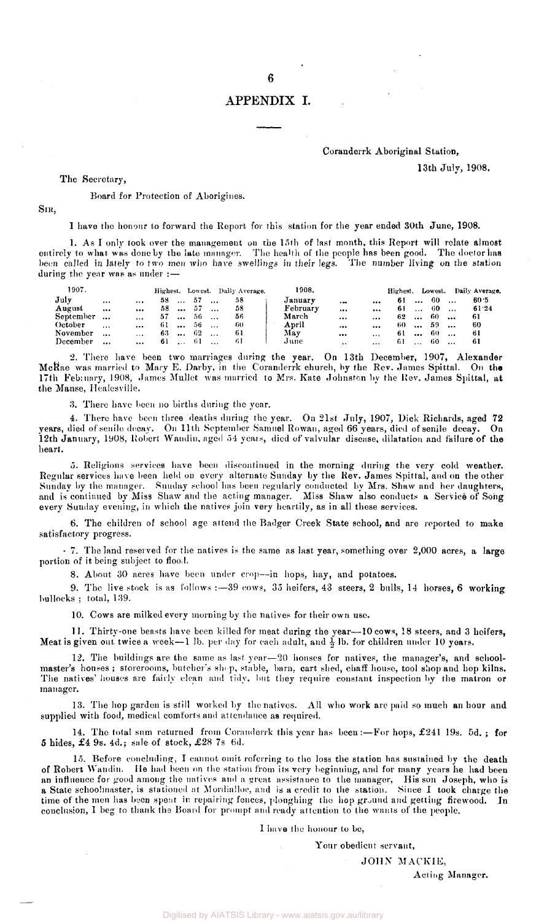# APPENDIX I.

Coranderrk Aboriginal Station,

13th July, 1908.

The Secretary,

Board for Protection of Aborigines.

SIR,

I have the honour to forward the Report for this station for the year ended 30th June, 1908.

1. As I only took over the management on the 15th of last month, this Report will relate almost entirely to what was done by the late manager. The health of the people has been good. The doctor has been called in lately to two men who have swellings in their legs. The number living on the station during the year was as under :—

| 1907. | Highest. | Lowest. | Daily Average. | 1908. | Highest. | Lowest. | Daily Average. |
|---|---|---|---|---|---|---|---|
| July | 58 | 57 | 58 | January | 61 | 60 | 60·5 |
| August | 58 | 57 | 58 | February | 61 | 60 | 61·24 |
| September | 57 | 56 | 56 | March | 62 | 60 | 61 |
| October | 61 | 56 | 60 | April | 60 | 59 | 60 |
| November | 63 | 62 | 61 | May | 61 | 60 | 61 |
| December | 61 | 61 | 61 | June | 61 | 60 | 61 |

2. There have been two marriages during the year. On 13th December, 1907, Alexander McRae was married to Mary E. Darby, in the Coranderrk church, by the Rev. James Spittal. On the 17th February, 1908, James Mullet was married to Mrs. Kate Johnston by the Rev. James Spittal, at the Manse, Healesville.

3. There have been no births during the year.

4. There have been three deaths during the year. On 21st July, 1907, Dick Richards, aged 72 years, died of senile decay. On 11th September Samuel Rowan, aged 66 years, died of senile decay. On 12th January, 1908, Robert Wandin, aged 54 years, died of valvular disease, dilatation and failure of the heart.

5. Religious services have been discontinued in the morning during the very cold weather. Regular services have been held on every alternate Sunday by the Rev. James Spittal, and on the other Sunday by the manager. Sunday school has been regularly conducted by Mrs. Shaw and her daughters, and is continued by Miss Shaw and the acting manager. Miss Shaw also conducts a Service of Song every Sunday evening, in which the natives join very heartily, as in all these services.

6. The children of school age attend the Badger Creek State school, and are reported to make satisfactory progress.

7. The land reserved for the natives is the same as last year, something over 2,000 acres, a large portion of it being subject to flood.

8. About 30 acres have been under crop—in hops, hay, and potatoes.

9. The live stock is as follows :—39 cows, 35 heifers, 43 steers, 2 bulls, 14 horses, 6 working bullocks ; total, 139.

10. Cows are milked every morning by the natives for their own use.

11. Thirty-one beasts have been killed for meat during the year—10 cows, 18 steers, and 3 heifers, Meat is given out twice a week—1 lb. per day for each adult, and ½ lb. for children under 10 years.

12. The buildings are the same as last year—20 houses for natives, the manager's, and schoolmaster's houses ; storerooms, butcher's shop, stable, barn, cart shed, chaff house, tool shop and hop kilns. The natives' houses are fairly clean and tidy, but they require constant inspection by the matron or manager.

13. The hop garden is still worked by the natives. All who work are paid so much an hour and supplied with food, medical comforts and attendance as required.

14. The total sum returned from Coranderrk this year has been :—For hops, £241 19s. 5d. ; for 5 hides, £4 9s. 4d.; sale of stock, £28 7s 6d.

15. Before concluding, I cannot omit referring to the loss the station has sustained by the death of Robert Wandin. He had been on the station from its very beginning, and for many years he had been an influence for good among the natives and a great assistance to the manager, His son Joseph, who is a State schoolmaster, is stationed at Mordialloc, and is a credit to the station. Since I took charge the time of the men has been spent in repairing fences, ploughing the hop ground and getting firewood. In conclusion, I beg to thank the Board for prompt and ready attention to the wants of the people.

I have the honour to be,

Your obedient servant,

JOHN MACKIE,

Acting Manager.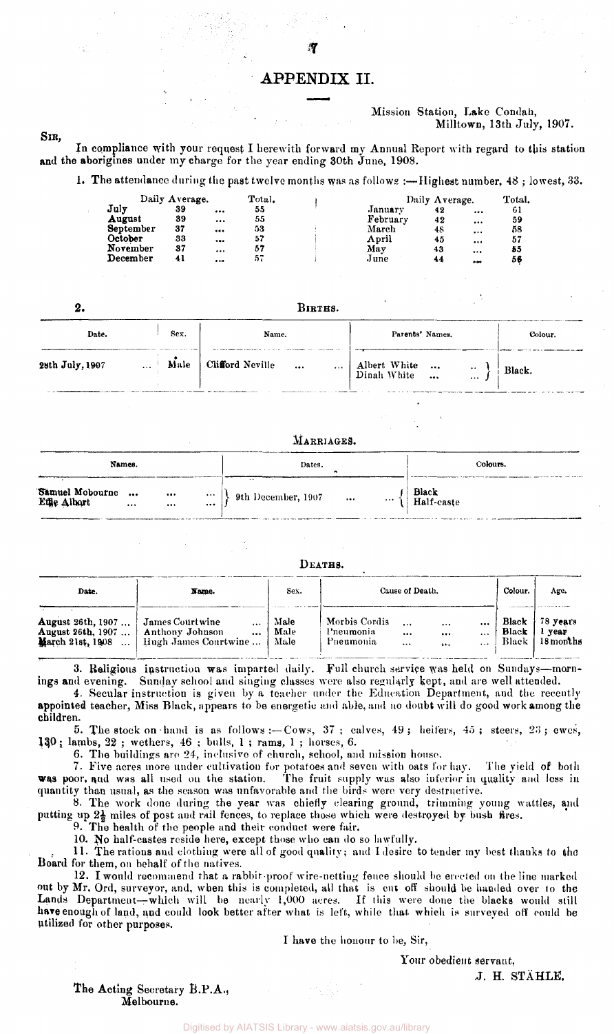## APPENDIX II.

Mission Station, Lake Condah,
Milltown, 13th July, 1907.

SIR,

In compliance with your request I herewith forward my Annual Report with regard to this station and the aborigines under my charge for the year ending 30th June, 1908.

1. The attendance during the past twelve months was as follows :—Highest number, 48 ; lowest, 33.

| | Daily Average. | Total. | | Daily Average. | Total. |
|---|---|---|---|---|---|
| July | 39 ... | 55 | January | 42 ... | 61 |
| August | 39 ... | 55 | February | 42 ... | 59 |
| September | 37 ... | 53 | March | 48 ... | 58 |
| October | 33 ... | 57 | April | 45 ... | 57 |
| November | 37 ... | 57 | May | 43 ... | 55 |
| December | 41 ... | 57 | June | 44 ... | 56 |

2. BIRTHS.

| Date. | Sex. | Name. | Parents' Names. | Colour. |
|---|---|---|---|---|
| 28th July, 1907 ... | Male | Clifford Neville ... ... | Albert White ... ... / Dinah White ... ... | Black. |

MARRIAGES.

| Names. | Dates. | Colours. |
|---|---|---|
| Samuel Mobourne ... ... ... / Effie Albert ... ... ... | 9th December, 1907 ... ... | Black / Half-caste |

DEATHS.

| Date. | Name. | Sex. | Cause of Death. | Colour. | Age. |
|---|---|---|---|---|---|
| August 26th, 1907 ... | James Courtwine ... | Male | Morbis Cordis ... ... ... | Black | 78 years |
| August 26th, 1907 ... | Anthony Johnson ... | Male | Pneumonia ... ... ... | Black | 1 year |
| March 21st, 1908 ... | Hugh James Courtwine ... | Male | Pneumonia ... ... ... | Black | 18 months |

3. Religious instruction was imparted daily. Full church service was held on Sundays—mornings and evening. Sunday school and singing classes were also regularly kept, and are well attended.

4. Secular instruction is given by a teacher under the Education Department, and the recently appointed teacher, Miss Black, appears to be energetic and able, and no doubt will do good work among the children.

5. The stock on hand is as follows :—Cows, 37 ; calves, 49 ; heifers, 45 ; steers, 23 ; ewes, 130 ; lambs, 22 ; wethers, 46 ; bulls, 1 ; rams, 1 ; horses, 6.

6. The buildings are 24, inclusive of church, school, and mission house.

7. Five acres more under cultivation for potatoes and seven with oats for hay. The yield of both was poor, and was all used on the station. The fruit supply was also inferior in quality and less in quantity than usual, as the season was unfavorable and the birds were very destructive.

8. The work done during the year was chiefly clearing ground, trimming young wattles, and putting up 2½ miles of post and rail fences, to replace those which were destroyed by bush fires.

9. The health of the people and their conduct were fair.

10. No half-castes reside here, except those who can do so lawfully.

11. The rations and clothing were all of good quality; and I desire to tender my best thanks to the Board for them, on behalf of the natives.

12. I would recommend that a rabbit-proof wire-netting fence should be erected on the line marked out by Mr. Ord, surveyor, and, when this is completed, all that is cut off should be handed over to the Lands Department—which will be nearly 1,000 acres. If this were done the blacks would still have enough of land, and could look better after what is left, while that which is surveyed off could be utilized for other purposes.

I have the honour to be, Sir,

Your obedient servant,

J. H. STÄHLE.

The Acting Secretary B.P.A.,
Melbourne.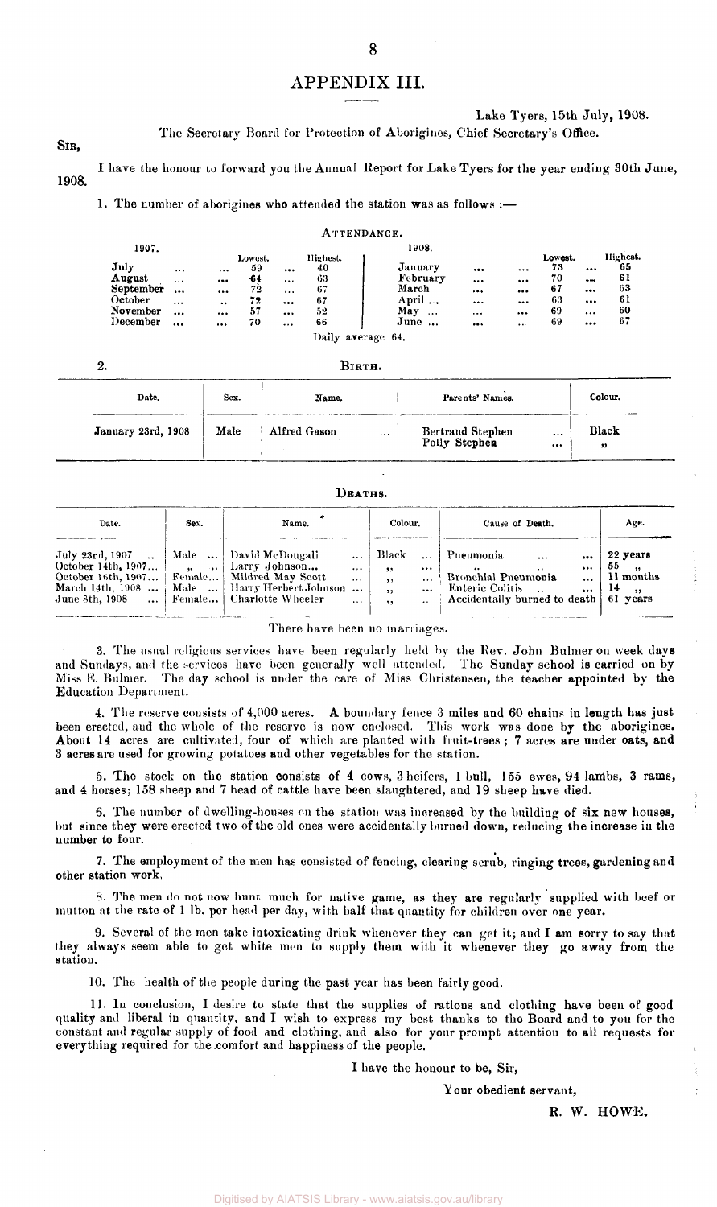## APPENDIX III.

Lake Tyers, 15th July, 1908.

The Secretary Board for Protection of Aborigines, Chief Secretary's Office.

SIR,

I have the honour to forward you the Annual Report for Lake Tyers for the year ending 30th June, 1908.

1. The number of aborigines who attended the station was as follows :—

### ATTENDANCE.

| 1907. | Lowest. | Highest. | 1908. | Lowest. | Highest. |
|---|---|---|---|---|---|
| July | 59 | 40 | January | 73 | 65 |
| August | 64 | 63 | February | 70 | 61 |
| September | 72 | 67 | March | 67 | 63 |
| October | 72 | 67 | April | 63 | 61 |
| November | 57 | 52 | May | 69 | 60 |
| December | 70 | 66 | June | 69 | 67 |

Daily average 64.

2. BIRTH.

| Date. | Sex. | Name. | Parents' Names. | Colour. |
|---|---|---|---|---|
| January 23rd, 1908 | Male | Alfred Gason | Bertrand Stephen<br>Polly Stephen | Black<br>" |

### DEATHS.

| Date. | Sex. | Name. | Colour. | Cause of Death. | Age. |
|---|---|---|---|---|---|
| July 23rd, 1907 | Male | David McDougali | Black | Pneumonia | 22 years |
| October 14th, 1907 | " | Larry Johnson | " | " | 55 " |
| October 16th, 1907 | Female | Mildred May Scott | " | Bronchial Pneumonia | 11 months |
| March 14th, 1908 | Male | Harry Herbert Johnson | " | Enteric Colitis | 14 " |
| June 8th, 1908 | Female | Charlotte Wheeler | " | Accidentally burned to death | 61 years |

There have been no marriages.

3. The usual religious services have been regularly held by the Rev. John Bulmer on week days and Sundays, and the services have been generally well attended. The Sunday school is carried on by Miss E. Bulmer. The day school is under the care of Miss Christensen, the teacher appointed by the Education Department.

4. The reserve consists of 4,000 acres. A boundary fence 3 miles and 60 chains in length has just been erected, and the whole of the reserve is now enclosed. This work was done by the aborigines. About 14 acres are cultivated, four of which are planted with fruit-trees ; 7 acres are under oats, and 3 acres are used for growing potatoes and other vegetables for the station.

5. The stock on the station consists of 4 cows, 3 heifers, 1 bull, 155 ewes, 94 lambs, 3 rams, and 4 horses; 158 sheep and 7 head of cattle have been slaughtered, and 19 sheep have died.

6. The number of dwelling-houses on the station was increased by the building of six new houses, but since they were erected two of the old ones were accidentally burned down, reducing the increase in the number to four.

7. The employment of the men has consisted of fencing, clearing scrub, ringing trees, gardening and other station work.

8. The men do not now hunt much for native game, as they are regularly supplied with beef or mutton at the rate of 1 lb. per head per day, with half that quantity for children over one year.

9. Several of the men take intoxicating drink whenever they can get it; and I am sorry to say that they always seem able to get white men to supply them with it whenever they go away from the station.

10. The health of the people during the past year has been fairly good.

11. In conclusion, I desire to state that the supplies of rations and clothing have been of good quality and liberal in quantity, and I wish to express my best thanks to the Board and to you for the constant and regular supply of food and clothing, and also for your prompt attention to all requests for everything required for the comfort and happiness of the people.

I have the honour to be, Sir,

Your obedient servant,

R. W. HOWE.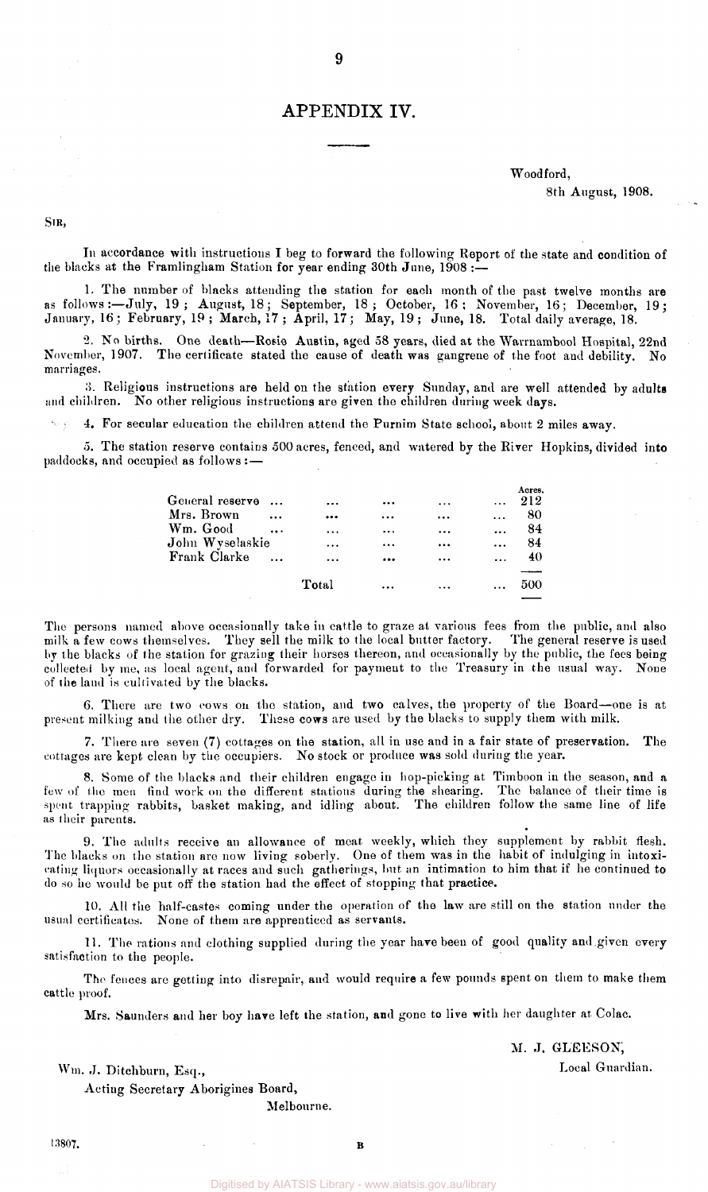# APPENDIX IV.

Woodford,
8th August, 1908.

SIR,

In accordance with instructions I beg to forward the following Report of the state and condition of the blacks at the Framlingham Station for year ending 30th June, 1908 :—

1. The number of blacks attending the station for each month of the past twelve months are as follows :—July, 19 ; August, 18 ; September, 18 ; October, 16 ; November, 16 ; December, 19 ; January, 16 ; February, 19 ; March, 17 ; April, 17 ; May, 19 ; June, 18. Total daily average, 18.

2. No births. One death—Rosie Austin, aged 58 years, died at the Warrnambool Hospital, 22nd November, 1907. The certificate stated the cause of death was gangrene of the foot and debility. No marriages.

3. Religious instructions are held on the station every Sunday, and are well attended by adults and children. No other religious instructions are given the children during week days.

4. For secular education the children attend the Purnim State school, about 2 miles away.

5. The station reserve contains 500 acres, fenced, and watered by the River Hopkins, divided into paddocks, and occupied as follows :—

| | Acres. |
|---|---|
| General reserve ... | 212 |
| Mrs. Brown ... | 80 |
| Wm. Good ... | 84 |
| John Wyselaskie ... | 84 |
| Frank Clarke ... | 40 |
| Total ... | 500 |

The persons named above occasionally take in cattle to graze at various fees from the public, and also milk a few cows themselves. They sell the milk to the local butter factory. The general reserve is used by the blacks of the station for grazing their horses thereon, and occasionally by the public, the fees being collected by me, as local agent, and forwarded for payment to the Treasury in the usual way. None of the land is cultivated by the blacks.

6. There are two cows on the station, and two calves, the property of the Board—one is at present milking and the other dry. These cows are used by the blacks to supply them with milk.

7. There are seven (7) cottages on the station, all in use and in a fair state of preservation. The cottages are kept clean by the occupiers. No stock or produce was sold during the year.

8. Some of the blacks and their children engage in hop-picking at Timboon in the season, and a few of the men find work on the different stations during the shearing. The balance of their time is spent trapping rabbits, basket making, and idling about. The children follow the same line of life as their parents.

9. The adults receive an allowance of meat weekly, which they supplement by rabbit flesh. The blacks on the station are now living soberly. One of them was in the habit of indulging in intoxicating liquors occasionally at races and such gatherings, but an intimation to him that if he continued to do so he would be put off the station had the effect of stopping that practice.

10. All the half-castes coming under the operation of the law are still on the station under the usual certificates. None of them are apprenticed as servants.

11. The rations and clothing supplied during the year have been of good quality and given every satisfaction to the people.

The fences are getting into disrepair, and would require a few pounds spent on them to make them cattle proof.

Mrs. Saunders and her boy have left the station, and gone to live with her daughter at Colac.

M. J. GLEESON,
Local Guardian.

Wm. J. Ditchburn, Esq.,
Acting Secretary Aborigines Board,
Melbourne.

13807. B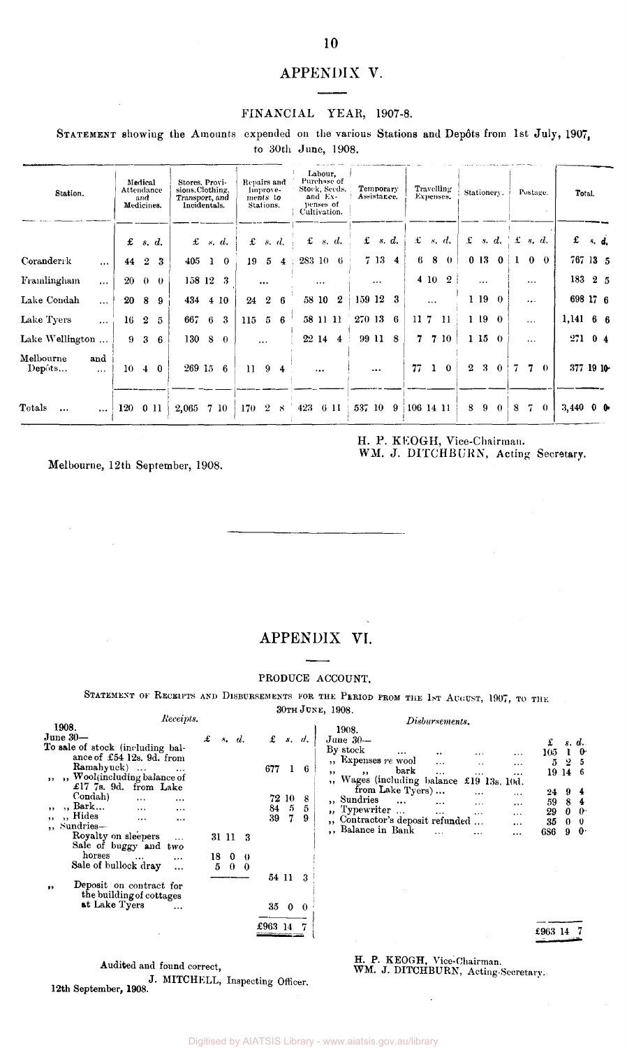# APPENDIX V.

## FINANCIAL YEAR, 1907-8.

STATEMENT showing the Amounts expended on the various Stations and Depôts from 1st July, 1907, to 30th June, 1908.

| Station. | Medical Attendance and Medicines. | Stores, Provisions, Clothing, Transport, and Incidentals. | Repairs and Improvements to Stations. | Labour, Purchase of Stock, Seeds, and Expenses of Cultivation. | Temporary Assistance. | Travelling Expenses. | Stationery. | Postage. | Total. |
|---|---|---|---|---|---|---|---|---|---|
| | £ s. d. | £ s. d. | £ s. d. | £ s. d. | £ s. d. | £ s. d. | £ s. d. | £ s. d. | £ s. d. |
| Coranderrk ... | 44 2 3 | 405 1 0 | 19 5 4 | 283 10 6 | 7 13 4 | 6 8 0 | 0 13 0 | 1 0 0 | 767 13 5 |
| Framlingham ... | 20 0 0 | 158 12 3 | ... | ... | ... | 4 10 2 | ... | ... | 183 2 5 |
| Lake Condah ... | 20 8 9 | 434 4 10 | 24 2 6 | 58 10 2 | 159 12 3 | ... | 1 19 0 | ... | 698 17 6 |
| Lake Tyers ... | 16 2 5 | 667 6 3 | 115 5 6 | 58 11 11 | 270 13 6 | 11 7 11 | 1 19 0 | ... | 1,141 6 6 |
| Lake Wellington ... | 9 3 6 | 130 8 0 | ... | 22 14 4 | 99 11 8 | 7 7 10 | 1 15 0 | ... | 271 0 4 |
| Melbourne and Depôts... ... | 10 4 0 | 269 15 6 | 11 9 4 | ... | ... | 77 1 0 | 2 3 0 | 7 7 0 | 377 19 10 |
| Totals ... ... | 120 0 11 | 2,065 7 10 | 170 2 8 | 423 6 11 | 537 10 9 | 106 14 11 | 8 9 0 | 8 7 0 | 3,440 0 0 |

Melbourne, 12th September, 1908.

H. P. KEOGH, Vice-Chairman.
WM. J. DITCHBURN, Acting Secretary.

# APPENDIX VI.

## PRODUCE ACCOUNT.

STATEMENT OF RECEIPTS AND DISBURSEMENTS FOR THE PERIOD FROM THE 1ST AUGUST, 1907, TO THE 30TH JUNE, 1908.

*Receipts.*

| 1908. | £ s. d. | £ s. d. |
|---|---|---|
| June 30— | | |
| To sale of stock (including balance of £54 12s. 9d. from Ramahyuck) ... ... | | 677 1 6 |
| ,, ,, Wool (including balance of £17 7s. 9d. from Lake Condah) ... ... | | 72 10 8 |
| ,, ,, Bark... ... ... | | 84 5 5 |
| ,, ,, Hides ... ... | | 39 7 9 |
| ,, Sundries— | | |
| Royalty on sleepers ... | 31 11 3 | |
| Sale of buggy and two horses ... ... | 18 0 0 | |
| Sale of bullock dray ... | 5 0 0 | |
| | | 54 11 3 |
| ,, Deposit on contract for the building of cottages at Lake Tyers ... | | 35 0 0 |
| | | £963 14 7 |

*Disbursements.*

| 1908. | £ s. d. |
|---|---|
| June 30— | |
| By stock ... .. ... ... | 105 1 0 |
| ,, Expenses *re* wool ... .. ... | 5 2 5 |
| ,, ,, bark ... ... ... | 19 14 6 |
| ,, Wages (including balance £19 13s. 10d. from Lake Tyers) ... ... ... | 24 9 4 |
| ,, Sundries ... ... ... ... | 59 8 4 |
| ,, Typewriter ... ... ... ... | 29 0 0 |
| ,, Contractor's deposit refunded ... ... | 35 0 0 |
| ,, Balance in Bank ... ... ... | 686 9 0 |
| | £963 14 7 |

Audited and found correct,
J. MITCHELL, Inspecting Officer.
12th September, 1908.

H. P. KEOGH, Vice-Chairman.
WM. J. DITCHBURN, Acting-Secretary.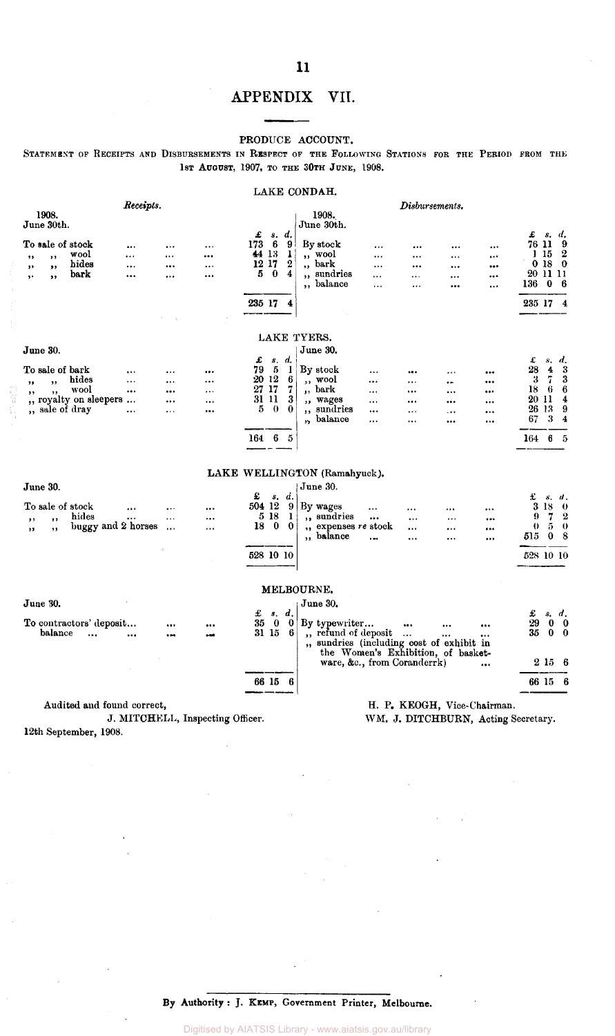# APPENDIX VII.

## PRODUCE ACCOUNT.

STATEMENT OF RECEIPTS AND DISBURSEMENTS IN RESPECT OF THE FOLLOWING STATIONS FOR THE PERIOD FROM THE 1ST AUGUST, 1907, TO THE 30TH JUNE, 1908.

### LAKE CONDAH.

| *Receipts.* 1908. June 30th. | £ s. d. | *Disbursements.* 1908. June 30th. | £ s. d. |
|---|---|---|---|
| To sale of stock ... ... ... | 173 6 9 | By stock ... ... ... ... | 76 11 9 |
| ,, ,, wool ... ... ... | 44 13 1 | ,, wool ... ... ... ... | 1 15 2 |
| ,, ,, hides ... ... ... | 12 17 2 | ,, bark ... ... ... ... | 0 18 0 |
| ,, ,, bark ... ... ... | 5 0 4 | ,, sundries ... ... ... ... | 20 11 11 |
| | | ,, balance ... ... ... ... | 136 0 6 |
| | 235 17 4 | | 235 17 4 |

### LAKE TYERS.

| June 30. | £ s. d. | June 30. | £ s. d. |
|---|---|---|---|
| To sale of bark ... ... ... | 79 5 1 | By stock ... ... ... ... | 28 4 3 |
| ,, ,, hides ... ... ... | 20 12 6 | ,, wool ... ... ... ... | 3 7 3 |
| ,, ,, wool ... ... ... | 27 17 7 | ,, bark ... ... ... ... | 18 6 6 |
| ,, royalty on sleepers ... ... ... | 31 11 3 | ,, wages ... ... ... ... | 20 11 4 |
| ,, sale of dray ... ... ... | 5 0 0 | ,, sundries ... ... ... ... | 26 13 9 |
| | | ,, balance ... ... ... ... | 67 3 4 |
| | 164 6 5 | | 164 6 5 |

### LAKE WELLINGTON (Ramahyuck).

| June 30. | £ s. d. | June 30. | £ s. d. |
|---|---|---|---|
| To sale of stock ... ... ... | 504 12 9 | By wages ... ... ... ... | 3 18 0 |
| ,, ,, hides ... ... ... | 5 18 1 | ,, sundries ... ... ... ... | 9 7 2 |
| ,, ,, buggy and 2 horses ... ... | 18 0 0 | ,, expenses *re* stock ... ... ... | 0 5 0 |
| | | ,, balance ... ... ... ... | 515 0 8 |
| | 528 10 10 | | 528 10 10 |

### MELBOURNE.

| June 30. | £ s. d. | June 30. | £ s. d. |
|---|---|---|---|
| To contractors' deposit... ... ... | 35 0 0 | By typewriter... ... ... ... | 29 0 0 |
| balance ... ... ... ... | 31 15 6 | ,, refund of deposit ... ... ... | 35 0 0 |
| | | ,, sundries (including cost of exhibit in the Women's Exhibition, of basket-ware, &c., from Coranderrk) ... | 2 15 6 |
| | 66 15 6 | | 66 15 6 |

Audited and found correct,
J. MITCHELL, Inspecting Officer.
12th September, 1908.

H. P. KEOGH, Vice-Chairman.
WM. J. DITCHBURN, Acting Secretary.

By Authority: J. KEMP, Government Printer, Melbourne.